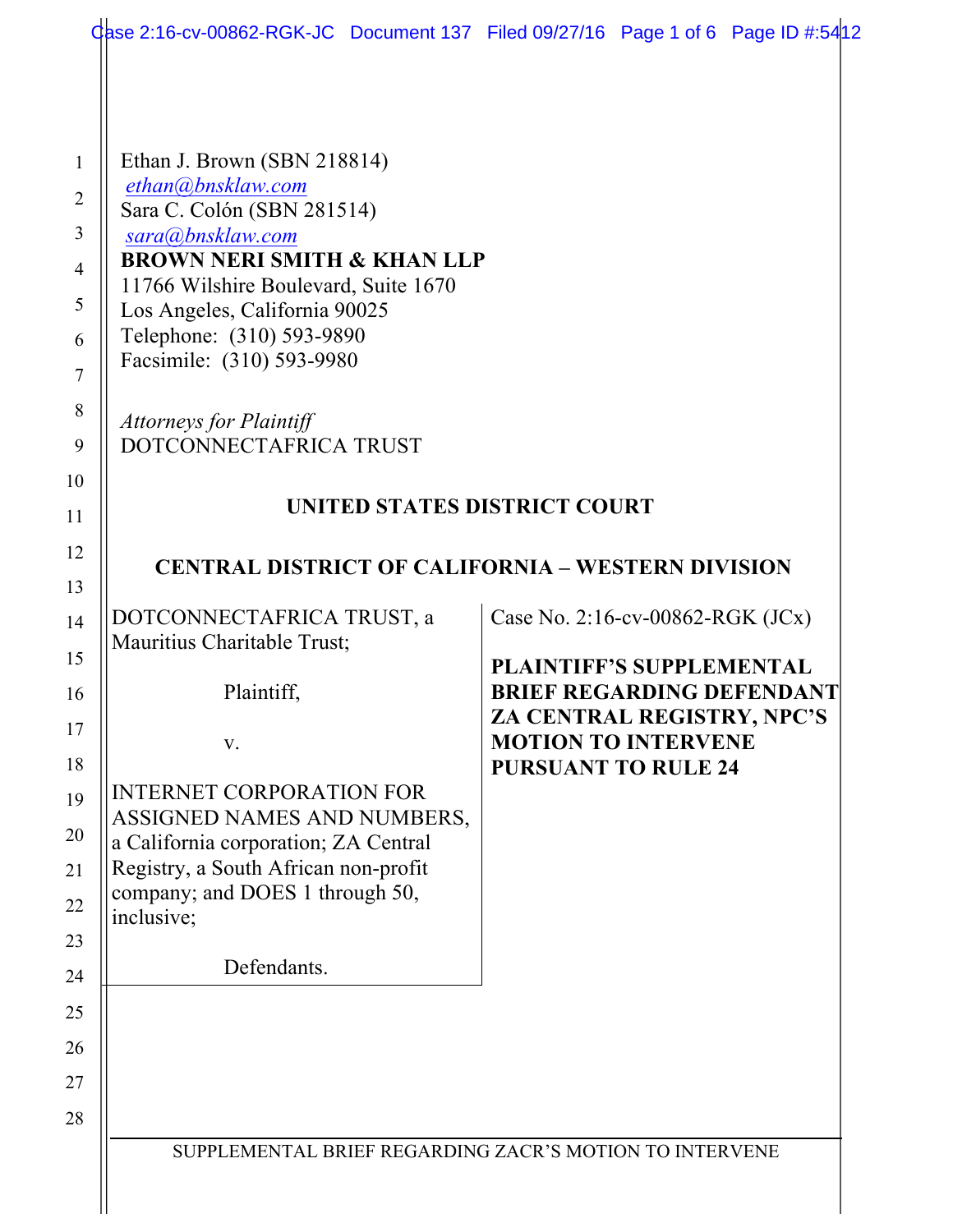Ethan J. Brown (SBN 218814)
ethan@bnsklaw.com
Sara C. Colón (SBN 281514)
sara@bnsklaw.com
**BROWN NERI SMITH & KHAN LLP**
11766 Wilshire Boulevard, Suite 1670
Los Angeles, California 90025
Telephone: (310) 593-9890
Facsimile: (310) 593-9980

*Attorneys for Plaintiff*
DOTCONNECTAFRICA TRUST

**UNITED STATES DISTRICT COURT**

**CENTRAL DISTRICT OF CALIFORNIA – WESTERN DIVISION**

| | |
|---|---|
| DOTCONNECTAFRICA TRUST, a Mauritius Charitable Trust;<br><br>Plaintiff,<br><br>v.<br><br>INTERNET CORPORATION FOR ASSIGNED NAMES AND NUMBERS, a California corporation; ZA Central Registry, a South African non-profit company; and DOES 1 through 50, inclusive;<br><br>Defendants. | Case No. 2:16-cv-00862-RGK (JCx)<br><br>**PLAINTIFF'S SUPPLEMENTAL BRIEF REGARDING DEFENDANT ZA CENTRAL REGISTRY, NPC'S MOTION TO INTERVENE PURSUANT TO RULE 24** |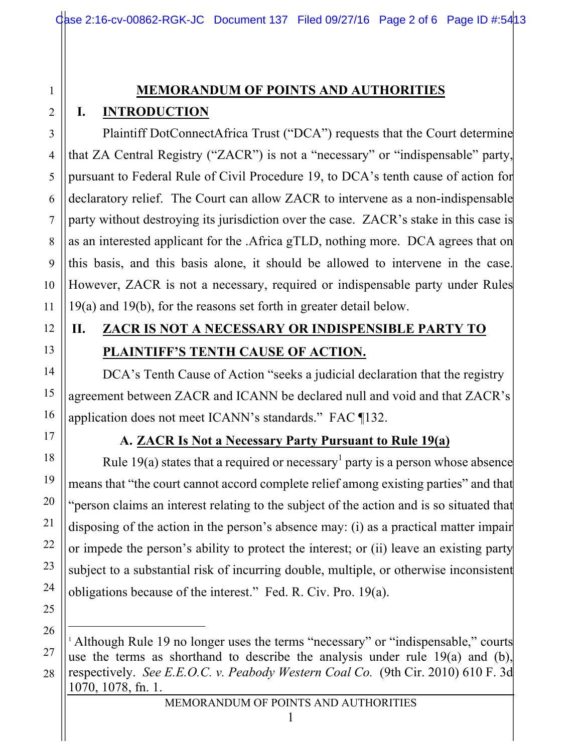# MEMORANDUM OF POINTS AND AUTHORITIES

## I. INTRODUCTION

Plaintiff DotConnectAfrica Trust ("DCA") requests that the Court determine that ZA Central Registry ("ZACR") is not a "necessary" or "indispensable" party, pursuant to Federal Rule of Civil Procedure 19, to DCA's tenth cause of action for declaratory relief. The Court can allow ZACR to intervene as a non-indispensable party without destroying its jurisdiction over the case. ZACR's stake in this case is as an interested applicant for the .Africa gTLD, nothing more. DCA agrees that on this basis, and this basis alone, it should be allowed to intervene in the case. However, ZACR is not a necessary, required or indispensable party under Rules 19(a) and 19(b), for the reasons set forth in greater detail below.

## II. ZACR IS NOT A NECESSARY OR INDISPENSIBLE PARTY TO PLAINTIFF'S TENTH CAUSE OF ACTION.

DCA's Tenth Cause of Action "seeks a judicial declaration that the registry agreement between ZACR and ICANN be declared null and void and that ZACR's application does not meet ICANN's standards." FAC ¶132.

### A. ZACR Is Not a Necessary Party Pursuant to Rule 19(a)

Rule 19(a) states that a required or necessary[1] party is a person whose absence means that "the court cannot accord complete relief among existing parties" and that "person claims an interest relating to the subject of the action and is so situated that disposing of the action in the person's absence may: (i) as a practical matter impair or impede the person's ability to protect the interest; or (ii) leave an existing party subject to a substantial risk of incurring double, multiple, or otherwise inconsistent obligations because of the interest." Fed. R. Civ. Pro. 19(a).

---

[1] Although Rule 19 no longer uses the terms "necessary" or "indispensable," courts use the terms as shorthand to describe the analysis under rule 19(a) and (b), respectively. *See E.E.O.C. v. Peabody Western Coal Co.* (9th Cir. 2010) 610 F. 3d 1070, 1078, fn. 1.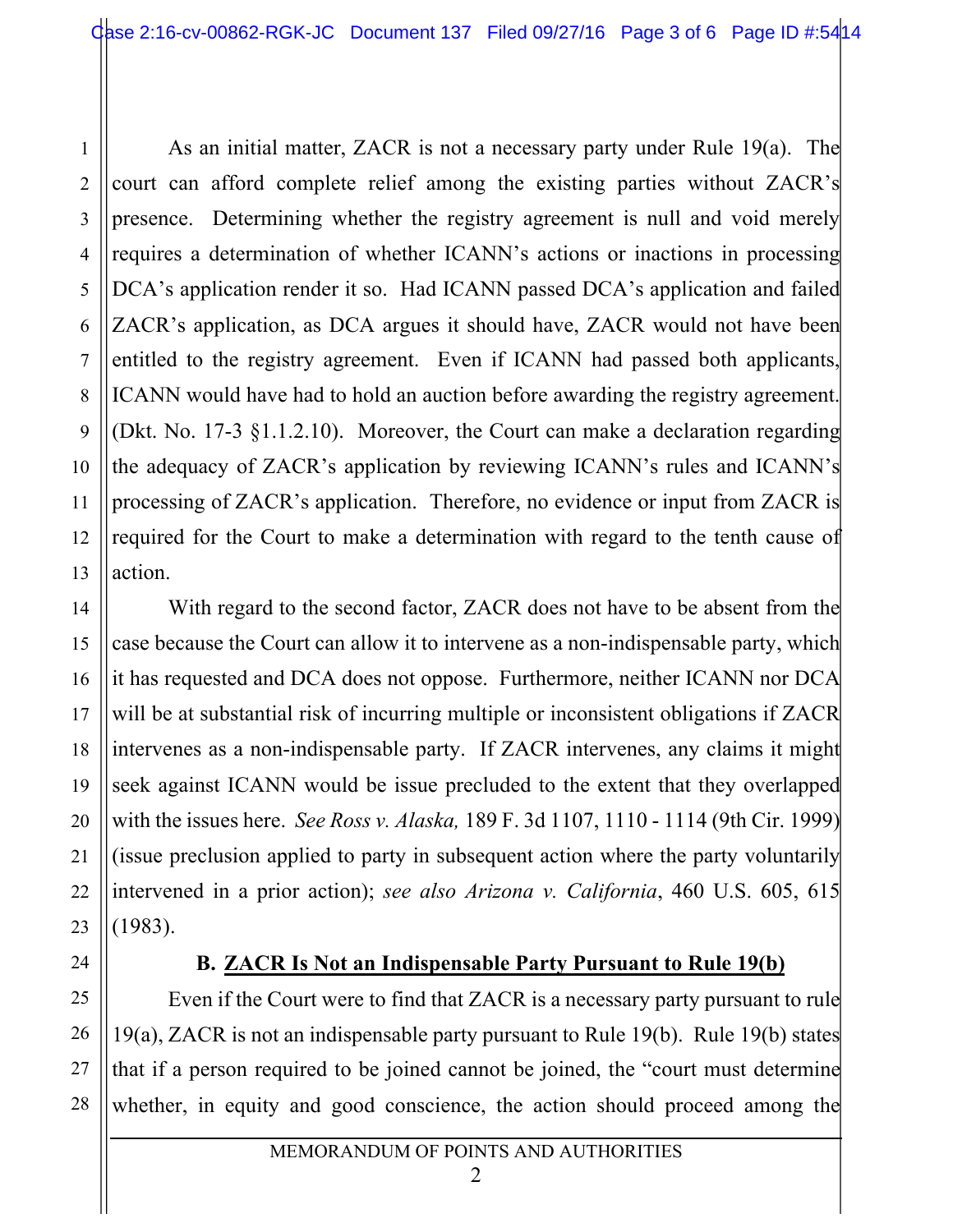As an initial matter, ZACR is not a necessary party under Rule 19(a). The court can afford complete relief among the existing parties without ZACR's presence. Determining whether the registry agreement is null and void merely requires a determination of whether ICANN's actions or inactions in processing DCA's application render it so. Had ICANN passed DCA's application and failed ZACR's application, as DCA argues it should have, ZACR would not have been entitled to the registry agreement. Even if ICANN had passed both applicants, ICANN would have had to hold an auction before awarding the registry agreement. (Dkt. No. 17-3 §1.1.2.10). Moreover, the Court can make a declaration regarding the adequacy of ZACR's application by reviewing ICANN's rules and ICANN's processing of ZACR's application. Therefore, no evidence or input from ZACR is required for the Court to make a determination with regard to the tenth cause of action.

With regard to the second factor, ZACR does not have to be absent from the case because the Court can allow it to intervene as a non-indispensable party, which it has requested and DCA does not oppose. Furthermore, neither ICANN nor DCA will be at substantial risk of incurring multiple or inconsistent obligations if ZACR intervenes as a non-indispensable party. If ZACR intervenes, any claims it might seek against ICANN would be issue precluded to the extent that they overlapped with the issues here. *See Ross v. Alaska,* 189 F. 3d 1107, 1110 - 1114 (9th Cir. 1999) (issue preclusion applied to party in subsequent action where the party voluntarily intervened in a prior action); *see also Arizona v. California*, 460 U.S. 605, 615 (1983).

**B. <u>ZACR Is Not an Indispensable Party Pursuant to Rule 19(b)</u>**

Even if the Court were to find that ZACR is a necessary party pursuant to rule 19(a), ZACR is not an indispensable party pursuant to Rule 19(b). Rule 19(b) states that if a person required to be joined cannot be joined, the "court must determine whether, in equity and good conscience, the action should proceed among the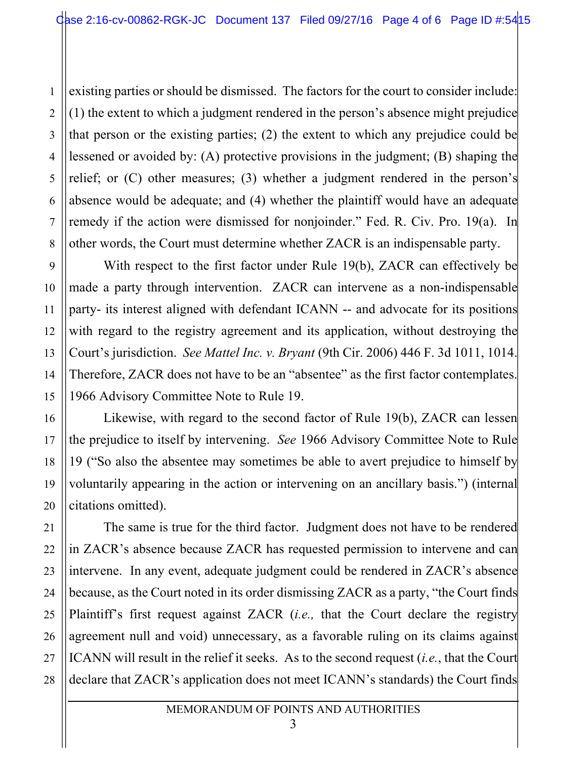existing parties or should be dismissed. The factors for the court to consider include: (1) the extent to which a judgment rendered in the person's absence might prejudice that person or the existing parties; (2) the extent to which any prejudice could be lessened or avoided by: (A) protective provisions in the judgment; (B) shaping the relief; or (C) other measures; (3) whether a judgment rendered in the person's absence would be adequate; and (4) whether the plaintiff would have an adequate remedy if the action were dismissed for nonjoinder." Fed. R. Civ. Pro. 19(a). In other words, the Court must determine whether ZACR is an indispensable party.

With respect to the first factor under Rule 19(b), ZACR can effectively be made a party through intervention. ZACR can intervene as a non-indispensable party- its interest aligned with defendant ICANN -- and advocate for its positions with regard to the registry agreement and its application, without destroying the Court's jurisdiction. *See Mattel Inc. v. Bryant* (9th Cir. 2006) 446 F. 3d 1011, 1014. Therefore, ZACR does not have to be an "absentee" as the first factor contemplates. 1966 Advisory Committee Note to Rule 19.

Likewise, with regard to the second factor of Rule 19(b), ZACR can lessen the prejudice to itself by intervening. *See* 1966 Advisory Committee Note to Rule 19 ("So also the absentee may sometimes be able to avert prejudice to himself by voluntarily appearing in the action or intervening on an ancillary basis.") (internal citations omitted).

The same is true for the third factor. Judgment does not have to be rendered in ZACR's absence because ZACR has requested permission to intervene and can intervene. In any event, adequate judgment could be rendered in ZACR's absence because, as the Court noted in its order dismissing ZACR as a party, "the Court finds Plaintiff's first request against ZACR (*i.e.,* that the Court declare the registry agreement null and void) unnecessary, as a favorable ruling on its claims against ICANN will result in the relief it seeks. As to the second request (*i.e.*, that the Court declare that ZACR's application does not meet ICANN's standards) the Court finds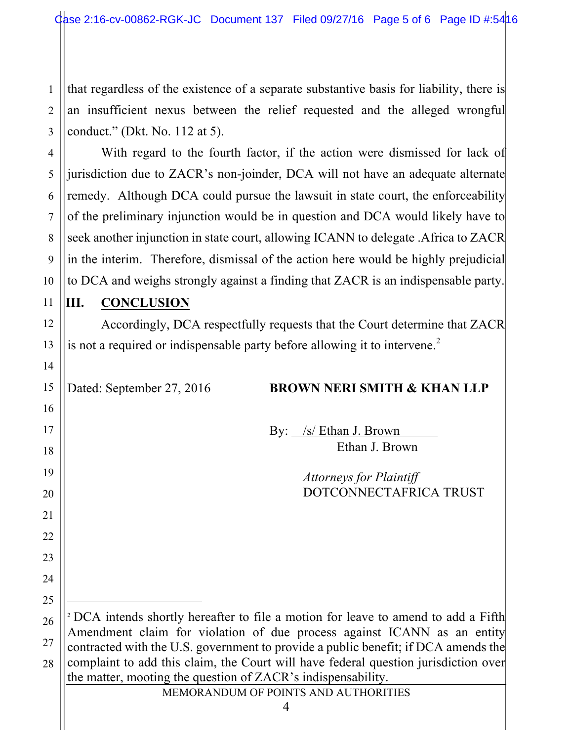that regardless of the existence of a separate substantive basis for liability, there is an insufficient nexus between the relief requested and the alleged wrongful conduct." (Dkt. No. 112 at 5).

With regard to the fourth factor, if the action were dismissed for lack of jurisdiction due to ZACR's non-joinder, DCA will not have an adequate alternate remedy. Although DCA could pursue the lawsuit in state court, the enforceability of the preliminary injunction would be in question and DCA would likely have to seek another injunction in state court, allowing ICANN to delegate .Africa to ZACR in the interim. Therefore, dismissal of the action here would be highly prejudicial to DCA and weighs strongly against a finding that ZACR is an indispensable party.

## III. CONCLUSION

Accordingly, DCA respectfully requests that the Court determine that ZACR is not a required or indispensable party before allowing it to intervene.[2]

Dated: September 27, 2016

**BROWN NERI SMITH & KHAN LLP**

By: /s/ Ethan J. Brown
Ethan J. Brown

*Attorneys for Plaintiff*
DOTCONNECTAFRICA TRUST

---

[2] DCA intends shortly hereafter to file a motion for leave to amend to add a Fifth Amendment claim for violation of due process against ICANN as an entity contracted with the U.S. government to provide a public benefit; if DCA amends the complaint to add this claim, the Court will have federal question jurisdiction over the matter, mooting the question of ZACR's indispensability.

MEMORANDUM OF POINTS AND AUTHORITIES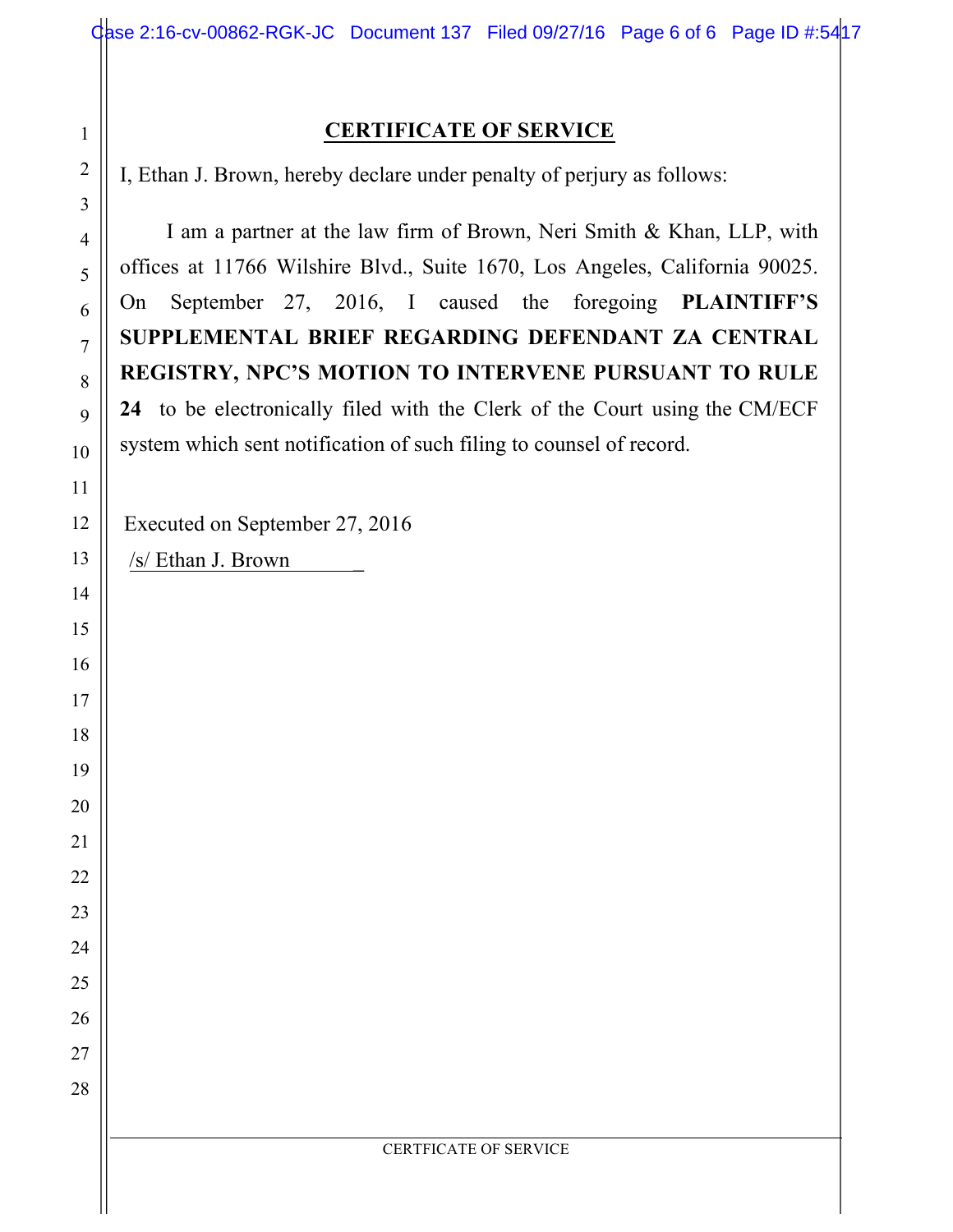## CERTIFICATE OF SERVICE

I, Ethan J. Brown, hereby declare under penalty of perjury as follows:

I am a partner at the law firm of Brown, Neri Smith & Khan, LLP, with offices at 11766 Wilshire Blvd., Suite 1670, Los Angeles, California 90025. On September 27, 2016, I caused the foregoing **PLAINTIFF'S SUPPLEMENTAL BRIEF REGARDING DEFENDANT ZA CENTRAL REGISTRY, NPC'S MOTION TO INTERVENE PURSUANT TO RULE 24** to be electronically filed with the Clerk of the Court using the CM/ECF system which sent notification of such filing to counsel of record.

Executed on September 27, 2016

/s/ Ethan J. Brown